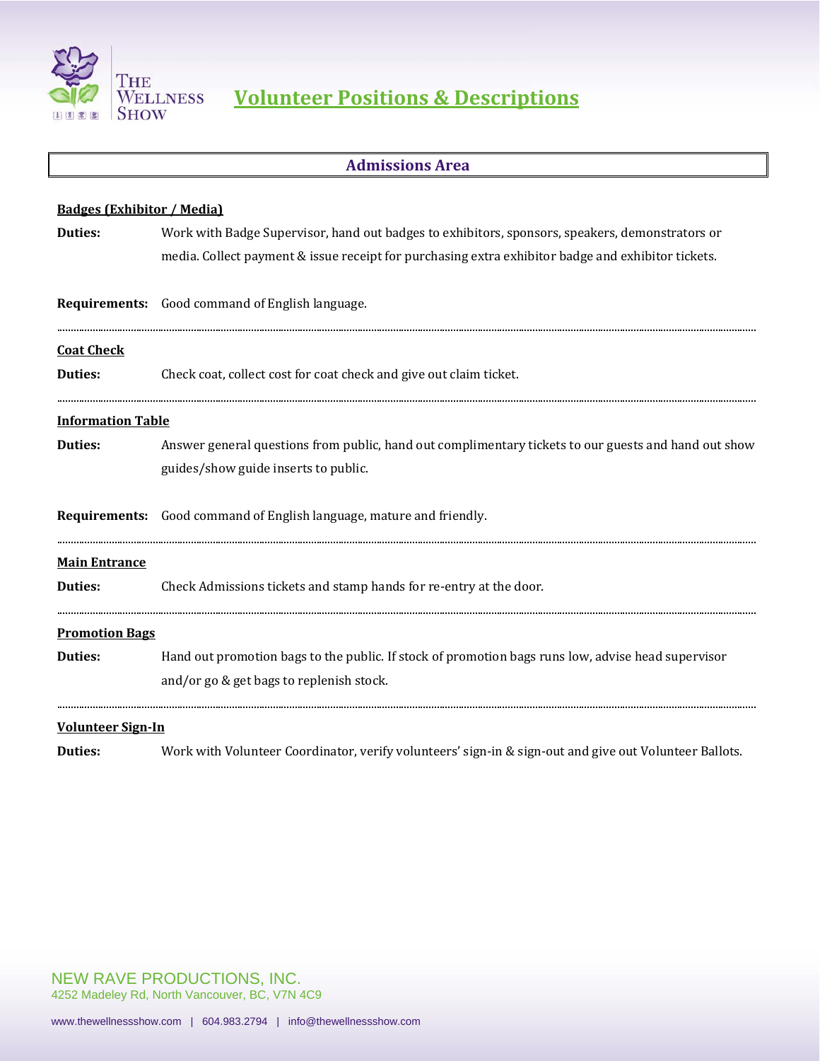# Volunteer Positions & Descriptions

## Admissions Area

### Badges (Exhibitor / Media)

**Duties:** Work with Badge Supervisor, hand out badges to exhibitors, sponsors, speakers, demonstrators or media. Collect payment & issue receipt for purchasing extra exhibitor badge and exhibitor tickets.

**Requirements:** Good command of English language.

---

### Coat Check

**Duties:** Check coat, collect cost for coat check and give out claim ticket.

---

### Information Table

**Duties:** Answer general questions from public, hand out complimentary tickets to our guests and hand out show guides/show guide inserts to public.

**Requirements:** Good command of English language, mature and friendly.

---

### Main Entrance

**Duties:** Check Admissions tickets and stamp hands for re-entry at the door.

---

### Promotion Bags

**Duties:** Hand out promotion bags to the public. If stock of promotion bags runs low, advise head supervisor and/or go & get bags to replenish stock.

---

### Volunteer Sign-In

**Duties:** Work with Volunteer Coordinator, verify volunteers' sign-in & sign-out and give out Volunteer Ballots.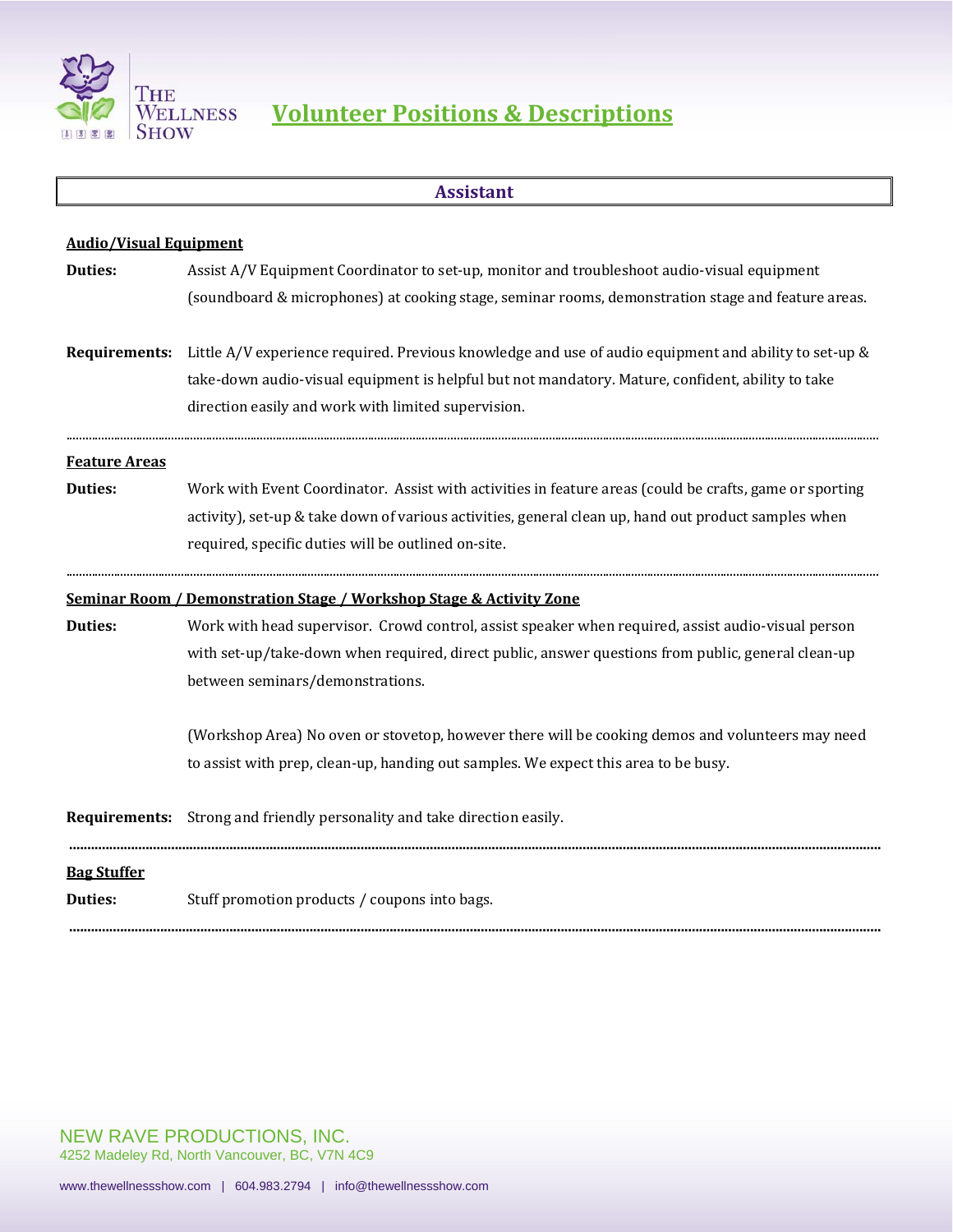# Volunteer Positions & Descriptions

## Assistant

**Audio/Visual Equipment**

**Duties:** Assist A/V Equipment Coordinator to set-up, monitor and troubleshoot audio-visual equipment (soundboard & microphones) at cooking stage, seminar rooms, demonstration stage and feature areas.

**Requirements:** Little A/V experience required. Previous knowledge and use of audio equipment and ability to set-up & take-down audio-visual equipment is helpful but not mandatory. Mature, confident, ability to take direction easily and work with limited supervision.

---

**Feature Areas**

**Duties:** Work with Event Coordinator. Assist with activities in feature areas (could be crafts, game or sporting activity), set-up & take down of various activities, general clean up, hand out product samples when required, specific duties will be outlined on-site.

---

**Seminar Room / Demonstration Stage / Workshop Stage & Activity Zone**

**Duties:** Work with head supervisor. Crowd control, assist speaker when required, assist audio-visual person with set-up/take-down when required, direct public, answer questions from public, general clean-up between seminars/demonstrations.

(Workshop Area) No oven or stovetop, however there will be cooking demos and volunteers may need to assist with prep, clean-up, handing out samples. We expect this area to be busy.

**Requirements:** Strong and friendly personality and take direction easily.

---

**Bag Stuffer**

**Duties:** Stuff promotion products / coupons into bags.

---

NEW RAVE PRODUCTIONS, INC.
4252 Madeley Rd, North Vancouver, BC, V7N 4C9

www.thewellnessshow.com | 604.983.2794 | info@thewellnessshow.com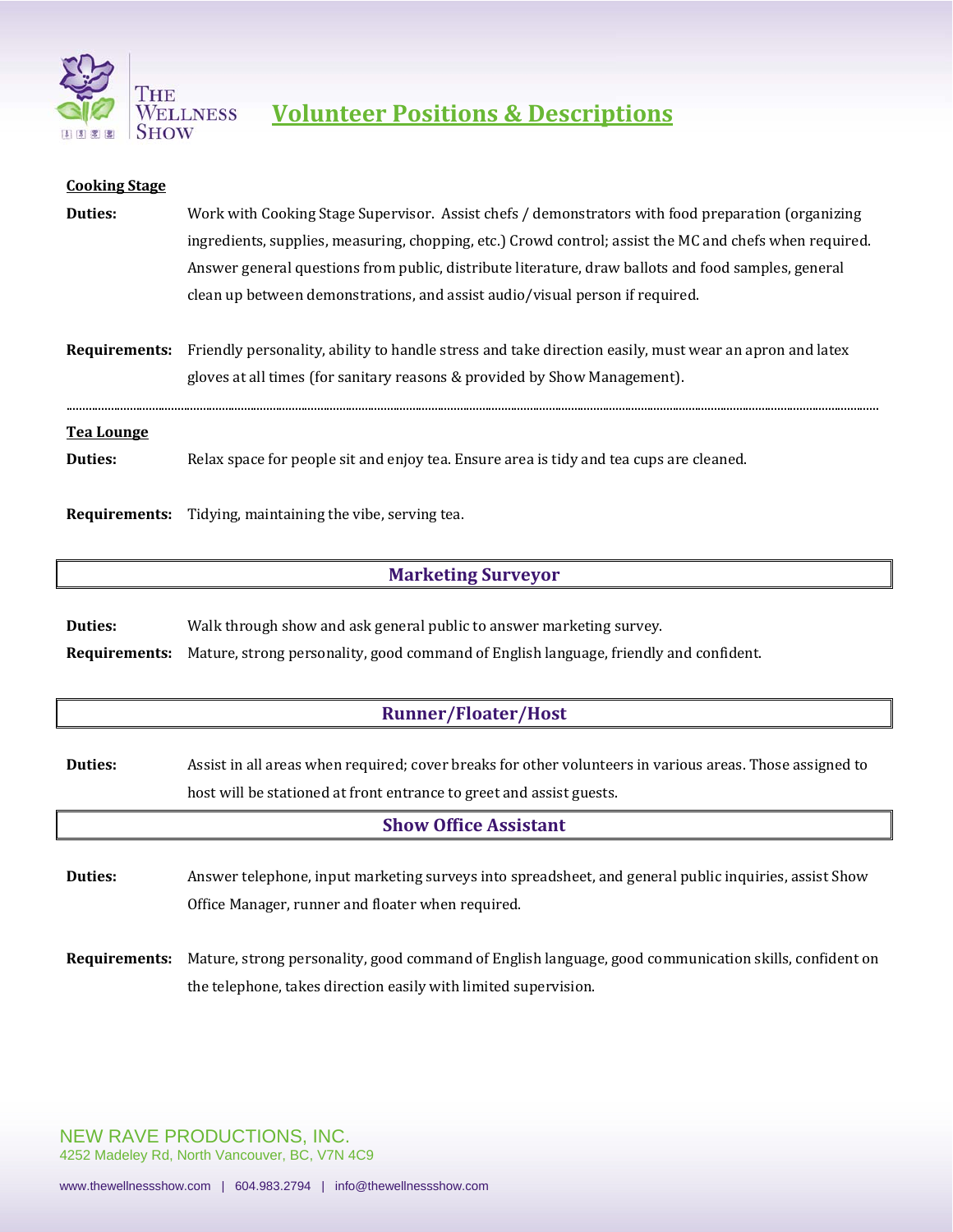## Volunteer Positions & Descriptions

**Cooking Stage**

**Duties:** Work with Cooking Stage Supervisor. Assist chefs / demonstrators with food preparation (organizing ingredients, supplies, measuring, chopping, etc.) Crowd control; assist the MC and chefs when required. Answer general questions from public, distribute literature, draw ballots and food samples, general clean up between demonstrations, and assist audio/visual person if required.

**Requirements:** Friendly personality, ability to handle stress and take direction easily, must wear an apron and latex gloves at all times (for sanitary reasons & provided by Show Management).

---

**Tea Lounge**

**Duties:** Relax space for people sit and enjoy tea. Ensure area is tidy and tea cups are cleaned.

**Requirements:** Tidying, maintaining the vibe, serving tea.

### Marketing Surveyor

**Duties:** Walk through show and ask general public to answer marketing survey.

**Requirements:** Mature, strong personality, good command of English language, friendly and confident.

### Runner/Floater/Host

**Duties:** Assist in all areas when required; cover breaks for other volunteers in various areas. Those assigned to host will be stationed at front entrance to greet and assist guests.

### Show Office Assistant

**Duties:** Answer telephone, input marketing surveys into spreadsheet, and general public inquiries, assist Show Office Manager, runner and floater when required.

**Requirements:** Mature, strong personality, good command of English language, good communication skills, confident on the telephone, takes direction easily with limited supervision.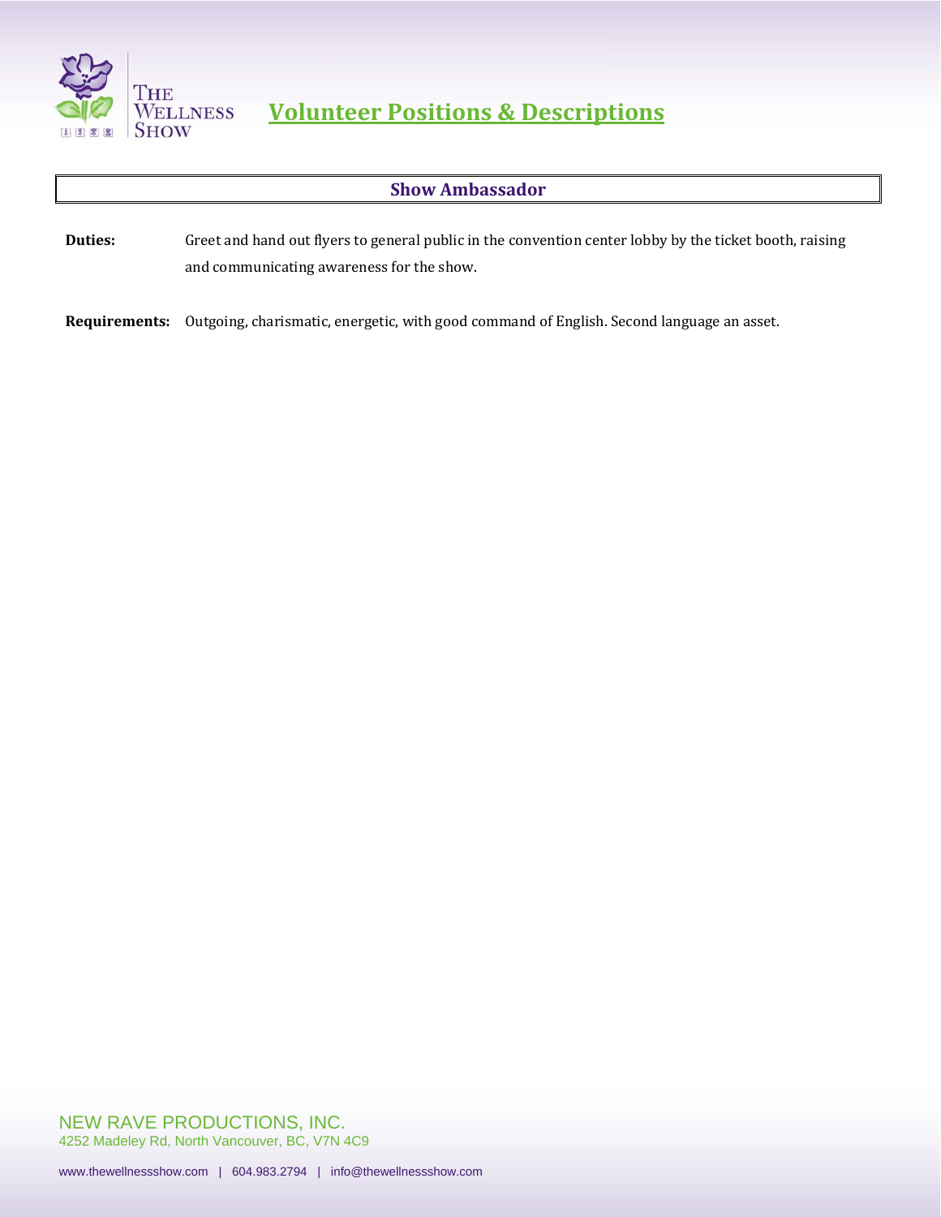# Volunteer Positions & Descriptions

## Show Ambassador

**Duties:** Greet and hand out flyers to general public in the convention center lobby by the ticket booth, raising and communicating awareness for the show.

**Requirements:** Outgoing, charismatic, energetic, with good command of English. Second language an asset.